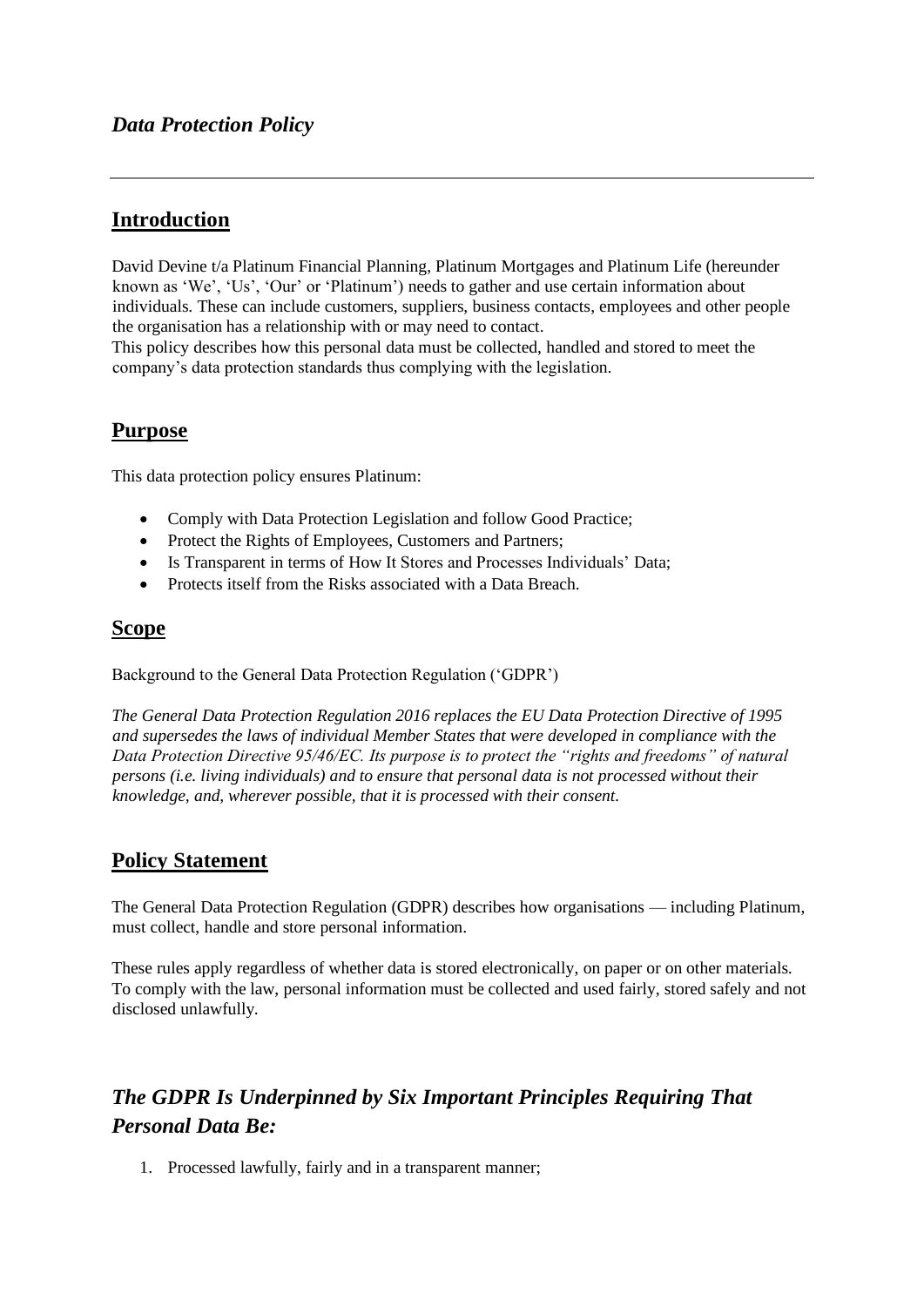# *Data Protection Policy*

---

## Introduction

David Devine t/a Platinum Financial Planning, Platinum Mortgages and Platinum Life (hereunder known as 'We', 'Us', 'Our' or 'Platinum') needs to gather and use certain information about individuals. These can include customers, suppliers, business contacts, employees and other people the organisation has a relationship with or may need to contact.
This policy describes how this personal data must be collected, handled and stored to meet the company's data protection standards thus complying with the legislation.

## Purpose

This data protection policy ensures Platinum:

- Comply with Data Protection Legislation and follow Good Practice;
- Protect the Rights of Employees, Customers and Partners;
- Is Transparent in terms of How It Stores and Processes Individuals' Data;
- Protects itself from the Risks associated with a Data Breach.

## Scope

Background to the General Data Protection Regulation ('GDPR')

*The General Data Protection Regulation 2016 replaces the EU Data Protection Directive of 1995 and supersedes the laws of individual Member States that were developed in compliance with the Data Protection Directive 95/46/EC. Its purpose is to protect the "rights and freedoms" of natural persons (i.e. living individuals) and to ensure that personal data is not processed without their knowledge, and, wherever possible, that it is processed with their consent.*

## Policy Statement

The General Data Protection Regulation (GDPR) describes how organisations — including Platinum, must collect, handle and store personal information.

These rules apply regardless of whether data is stored electronically, on paper or on other materials. To comply with the law, personal information must be collected and used fairly, stored safely and not disclosed unlawfully.

## *The GDPR Is Underpinned by Six Important Principles Requiring That Personal Data Be:*

1. Processed lawfully, fairly and in a transparent manner;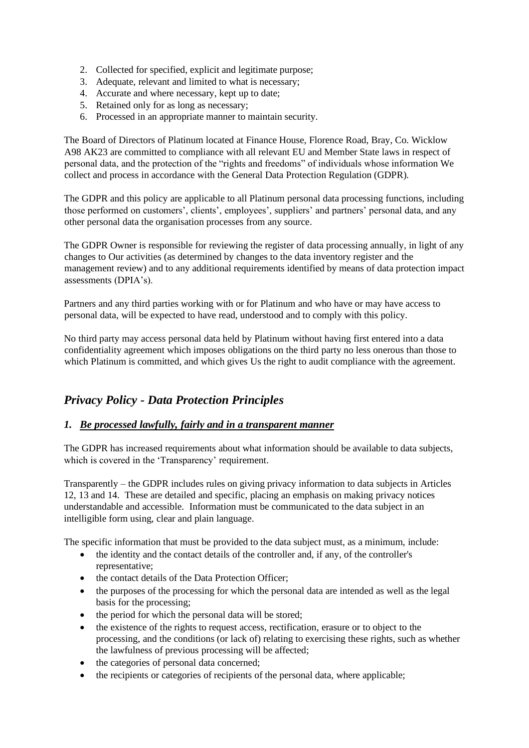2. Collected for specified, explicit and legitimate purpose;
3. Adequate, relevant and limited to what is necessary;
4. Accurate and where necessary, kept up to date;
5. Retained only for as long as necessary;
6. Processed in an appropriate manner to maintain security.

The Board of Directors of Platinum located at Finance House, Florence Road, Bray, Co. Wicklow A98 AK23 are committed to compliance with all relevant EU and Member State laws in respect of personal data, and the protection of the "rights and freedoms" of individuals whose information We collect and process in accordance with the General Data Protection Regulation (GDPR).

The GDPR and this policy are applicable to all Platinum personal data processing functions, including those performed on customers', clients', employees', suppliers' and partners' personal data, and any other personal data the organisation processes from any source.

The GDPR Owner is responsible for reviewing the register of data processing annually, in light of any changes to Our activities (as determined by changes to the data inventory register and the management review) and to any additional requirements identified by means of data protection impact assessments (DPIA's).

Partners and any third parties working with or for Platinum and who have or may have access to personal data, will be expected to have read, understood and to comply with this policy.

No third party may access personal data held by Platinum without having first entered into a data confidentiality agreement which imposes obligations on the third party no less onerous than those to which Platinum is committed, and which gives Us the right to audit compliance with the agreement.

## *Privacy Policy - Data Protection Principles*

### *1. Be processed lawfully, fairly and in a transparent manner*

The GDPR has increased requirements about what information should be available to data subjects, which is covered in the 'Transparency' requirement.

Transparently – the GDPR includes rules on giving privacy information to data subjects in Articles 12, 13 and 14. These are detailed and specific, placing an emphasis on making privacy notices understandable and accessible. Information must be communicated to the data subject in an intelligible form using, clear and plain language.

The specific information that must be provided to the data subject must, as a minimum, include:

- the identity and the contact details of the controller and, if any, of the controller's representative;
- the contact details of the Data Protection Officer;
- the purposes of the processing for which the personal data are intended as well as the legal basis for the processing;
- the period for which the personal data will be stored;
- the existence of the rights to request access, rectification, erasure or to object to the processing, and the conditions (or lack of) relating to exercising these rights, such as whether the lawfulness of previous processing will be affected;
- the categories of personal data concerned;
- the recipients or categories of recipients of the personal data, where applicable;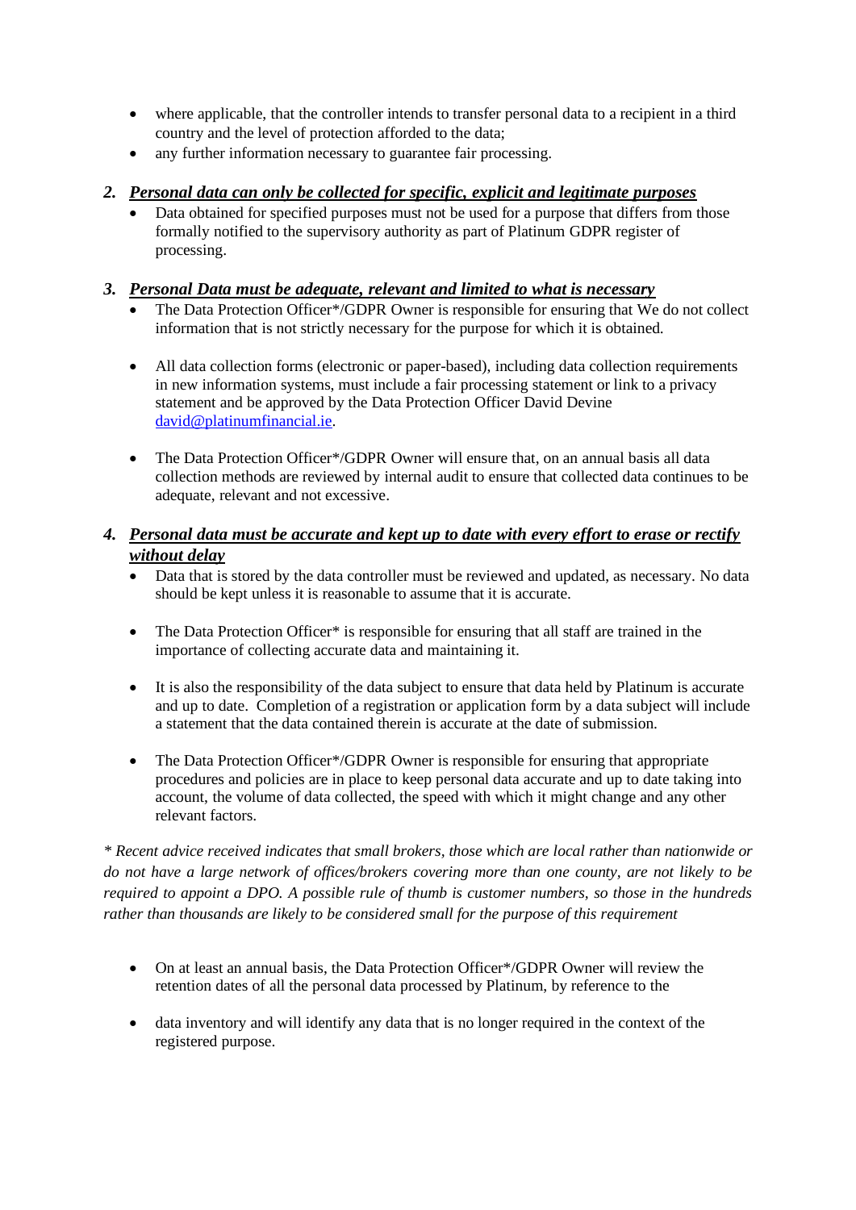- where applicable, that the controller intends to transfer personal data to a recipient in a third country and the level of protection afforded to the data;
- any further information necessary to guarantee fair processing.

**2. *Personal data can only be collected for specific, explicit and legitimate purposes***

- Data obtained for specified purposes must not be used for a purpose that differs from those formally notified to the supervisory authority as part of Platinum GDPR register of processing.

**3. *Personal Data must be adequate, relevant and limited to what is necessary***

- The Data Protection Officer*/GDPR Owner is responsible for ensuring that We do not collect information that is not strictly necessary for the purpose for which it is obtained.

- All data collection forms (electronic or paper-based), including data collection requirements in new information systems, must include a fair processing statement or link to a privacy statement and be approved by the Data Protection Officer David Devine [david@platinumfinancial.ie](mailto:david@platinumfinancial.ie).

- The Data Protection Officer*/GDPR Owner will ensure that, on an annual basis all data collection methods are reviewed by internal audit to ensure that collected data continues to be adequate, relevant and not excessive.

**4. *Personal data must be accurate and kept up to date with every effort to erase or rectify without delay***

- Data that is stored by the data controller must be reviewed and updated, as necessary. No data should be kept unless it is reasonable to assume that it is accurate.

- The Data Protection Officer* is responsible for ensuring that all staff are trained in the importance of collecting accurate data and maintaining it.

- It is also the responsibility of the data subject to ensure that data held by Platinum is accurate and up to date. Completion of a registration or application form by a data subject will include a statement that the data contained therein is accurate at the date of submission.

- The Data Protection Officer*/GDPR Owner is responsible for ensuring that appropriate procedures and policies are in place to keep personal data accurate and up to date taking into account, the volume of data collected, the speed with which it might change and any other relevant factors.

*\* Recent advice received indicates that small brokers, those which are local rather than nationwide or do not have a large network of offices/brokers covering more than one county, are not likely to be required to appoint a DPO. A possible rule of thumb is customer numbers, so those in the hundreds rather than thousands are likely to be considered small for the purpose of this requirement*

- On at least an annual basis, the Data Protection Officer*/GDPR Owner will review the retention dates of all the personal data processed by Platinum, by reference to the

- data inventory and will identify any data that is no longer required in the context of the registered purpose.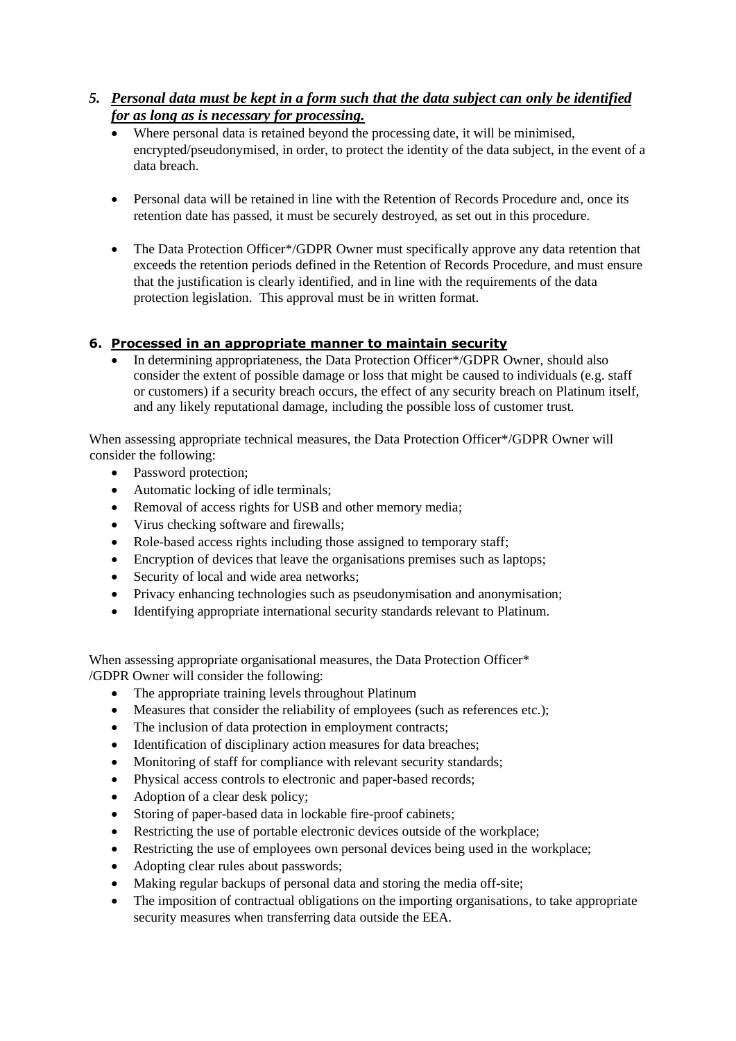5. ***Personal data must be kept in a form such that the data subject can only be identified for as long as is necessary for processing.***
   - Where personal data is retained beyond the processing date, it will be minimised, encrypted/pseudonymised, in order, to protect the identity of the data subject, in the event of a data breach.

   - Personal data will be retained in line with the Retention of Records Procedure and, once its retention date has passed, it must be securely destroyed, as set out in this procedure.

   - The Data Protection Officer*/GDPR Owner must specifically approve any data retention that exceeds the retention periods defined in the Retention of Records Procedure, and must ensure that the justification is clearly identified, and in line with the requirements of the data protection legislation. This approval must be in written format.

6. **Processed in an appropriate manner to maintain security**
   - In determining appropriateness, the Data Protection Officer*/GDPR Owner, should also consider the extent of possible damage or loss that might be caused to individuals (e.g. staff or customers) if a security breach occurs, the effect of any security breach on Platinum itself, and any likely reputational damage, including the possible loss of customer trust.

When assessing appropriate technical measures, the Data Protection Officer*/GDPR Owner will consider the following:

- Password protection;
- Automatic locking of idle terminals;
- Removal of access rights for USB and other memory media;
- Virus checking software and firewalls;
- Role-based access rights including those assigned to temporary staff;
- Encryption of devices that leave the organisations premises such as laptops;
- Security of local and wide area networks;
- Privacy enhancing technologies such as pseudonymisation and anonymisation;
- Identifying appropriate international security standards relevant to Platinum.

When assessing appropriate organisational measures, the Data Protection Officer* /GDPR Owner will consider the following:

- The appropriate training levels throughout Platinum
- Measures that consider the reliability of employees (such as references etc.);
- The inclusion of data protection in employment contracts;
- Identification of disciplinary action measures for data breaches;
- Monitoring of staff for compliance with relevant security standards;
- Physical access controls to electronic and paper-based records;
- Adoption of a clear desk policy;
- Storing of paper-based data in lockable fire-proof cabinets;
- Restricting the use of portable electronic devices outside of the workplace;
- Restricting the use of employees own personal devices being used in the workplace;
- Adopting clear rules about passwords;
- Making regular backups of personal data and storing the media off-site;
- The imposition of contractual obligations on the importing organisations, to take appropriate security measures when transferring data outside the EEA.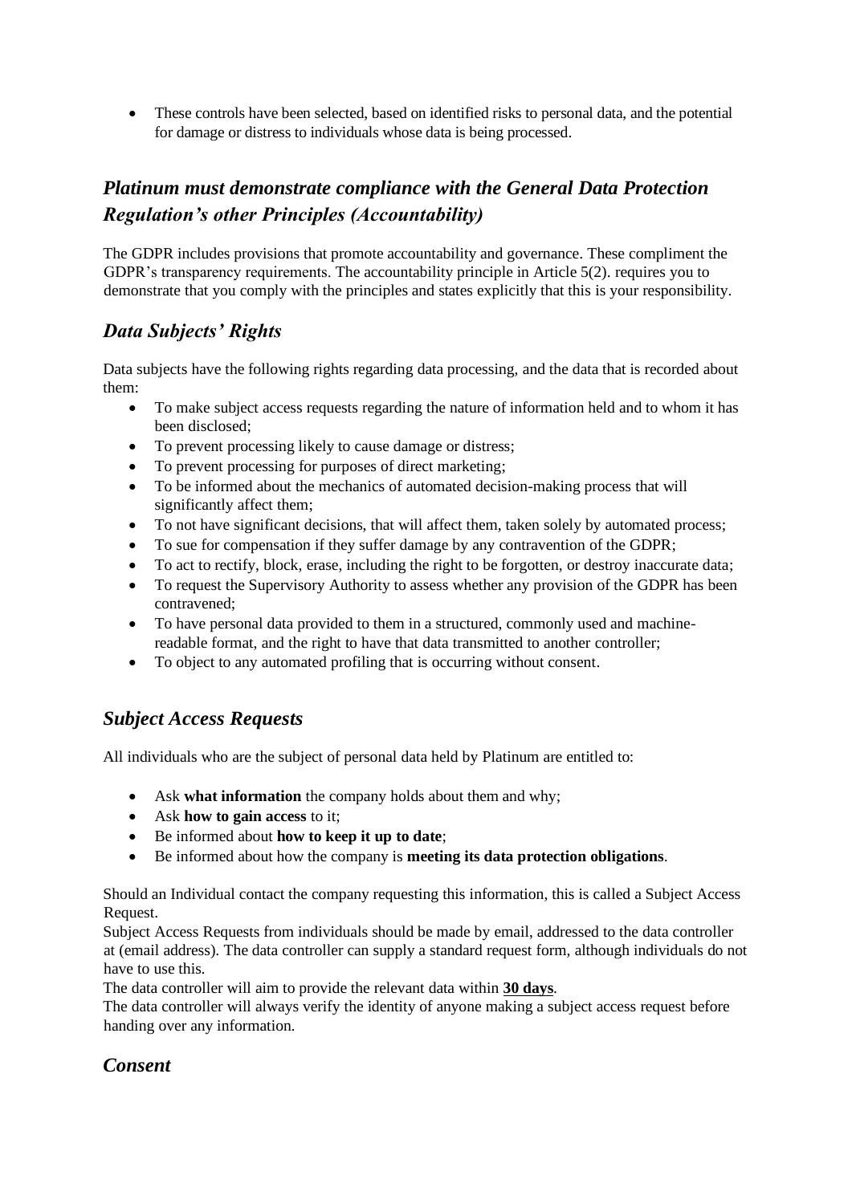- These controls have been selected, based on identified risks to personal data, and the potential for damage or distress to individuals whose data is being processed.

## *Platinum must demonstrate compliance with the General Data Protection Regulation's other Principles (Accountability)*

The GDPR includes provisions that promote accountability and governance. These compliment the GDPR's transparency requirements. The accountability principle in Article 5(2). requires you to demonstrate that you comply with the principles and states explicitly that this is your responsibility.

## *Data Subjects' Rights*

Data subjects have the following rights regarding data processing, and the data that is recorded about them:

- To make subject access requests regarding the nature of information held and to whom it has been disclosed;
- To prevent processing likely to cause damage or distress;
- To prevent processing for purposes of direct marketing;
- To be informed about the mechanics of automated decision-making process that will significantly affect them;
- To not have significant decisions, that will affect them, taken solely by automated process;
- To sue for compensation if they suffer damage by any contravention of the GDPR;
- To act to rectify, block, erase, including the right to be forgotten, or destroy inaccurate data;
- To request the Supervisory Authority to assess whether any provision of the GDPR has been contravened;
- To have personal data provided to them in a structured, commonly used and machine-readable format, and the right to have that data transmitted to another controller;
- To object to any automated profiling that is occurring without consent.

## *Subject Access Requests*

All individuals who are the subject of personal data held by Platinum are entitled to:

- Ask **what information** the company holds about them and why;
- Ask **how to gain access** to it;
- Be informed about **how to keep it up to date**;
- Be informed about how the company is **meeting its data protection obligations**.

Should an Individual contact the company requesting this information, this is called a Subject Access Request.

Subject Access Requests from individuals should be made by email, addressed to the data controller at (email address). The data controller can supply a standard request form, although individuals do not have to use this.

The data controller will aim to provide the relevant data within **30 days**.

The data controller will always verify the identity of anyone making a subject access request before handing over any information.

## *Consent*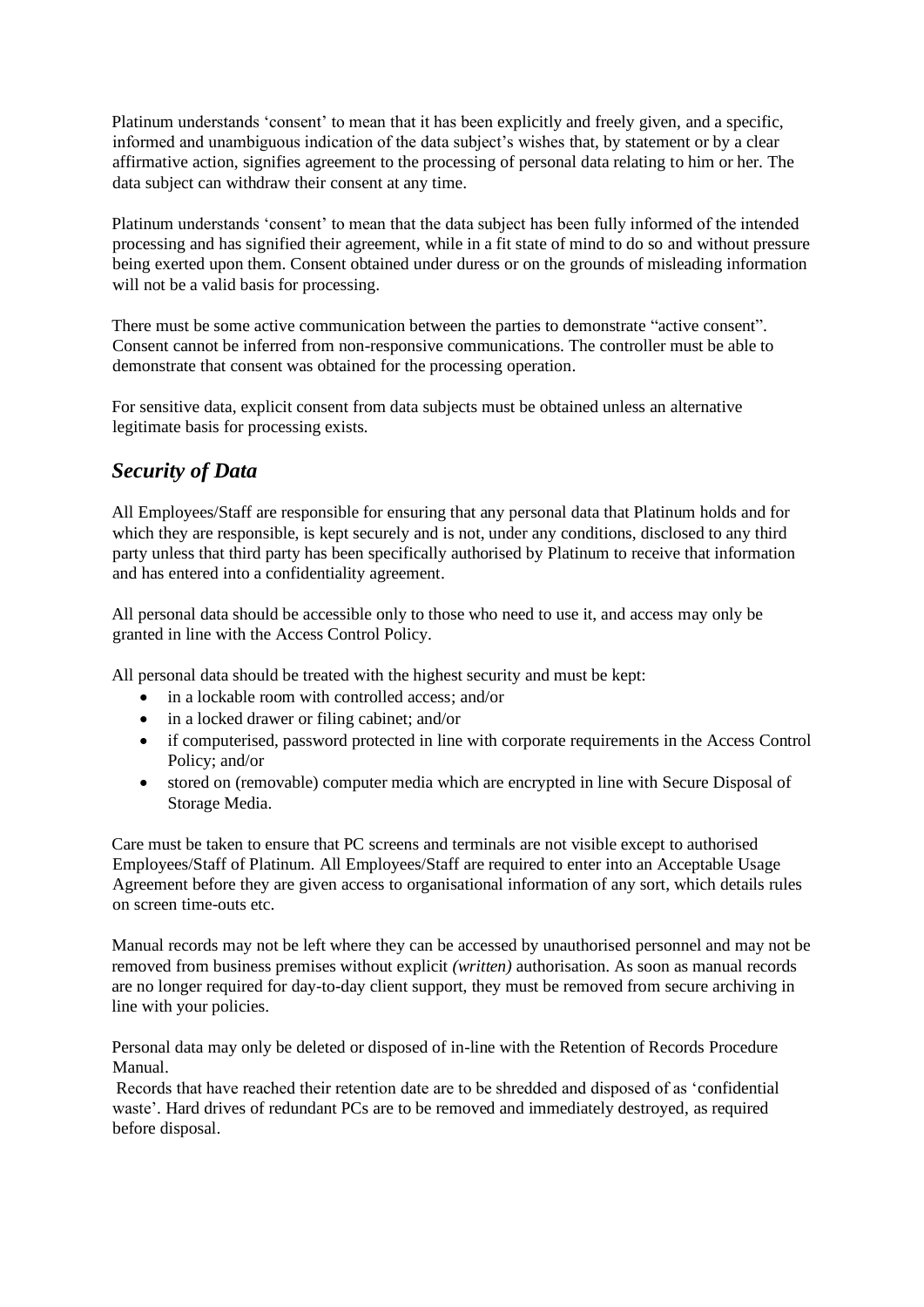Platinum understands 'consent' to mean that it has been explicitly and freely given, and a specific, informed and unambiguous indication of the data subject's wishes that, by statement or by a clear affirmative action, signifies agreement to the processing of personal data relating to him or her. The data subject can withdraw their consent at any time.

Platinum understands 'consent' to mean that the data subject has been fully informed of the intended processing and has signified their agreement, while in a fit state of mind to do so and without pressure being exerted upon them. Consent obtained under duress or on the grounds of misleading information will not be a valid basis for processing.

There must be some active communication between the parties to demonstrate "active consent". Consent cannot be inferred from non-responsive communications. The controller must be able to demonstrate that consent was obtained for the processing operation.

For sensitive data, explicit consent from data subjects must be obtained unless an alternative legitimate basis for processing exists.

## *Security of Data*

All Employees/Staff are responsible for ensuring that any personal data that Platinum holds and for which they are responsible, is kept securely and is not, under any conditions, disclosed to any third party unless that third party has been specifically authorised by Platinum to receive that information and has entered into a confidentiality agreement.

All personal data should be accessible only to those who need to use it, and access may only be granted in line with the Access Control Policy.

All personal data should be treated with the highest security and must be kept:

- in a lockable room with controlled access; and/or
- in a locked drawer or filing cabinet; and/or
- if computerised, password protected in line with corporate requirements in the Access Control Policy; and/or
- stored on (removable) computer media which are encrypted in line with Secure Disposal of Storage Media.

Care must be taken to ensure that PC screens and terminals are not visible except to authorised Employees/Staff of Platinum. All Employees/Staff are required to enter into an Acceptable Usage Agreement before they are given access to organisational information of any sort, which details rules on screen time-outs etc.

Manual records may not be left where they can be accessed by unauthorised personnel and may not be removed from business premises without explicit *(written)* authorisation. As soon as manual records are no longer required for day-to-day client support, they must be removed from secure archiving in line with your policies.

Personal data may only be deleted or disposed of in-line with the Retention of Records Procedure Manual.

Records that have reached their retention date are to be shredded and disposed of as 'confidential waste'. Hard drives of redundant PCs are to be removed and immediately destroyed, as required before disposal.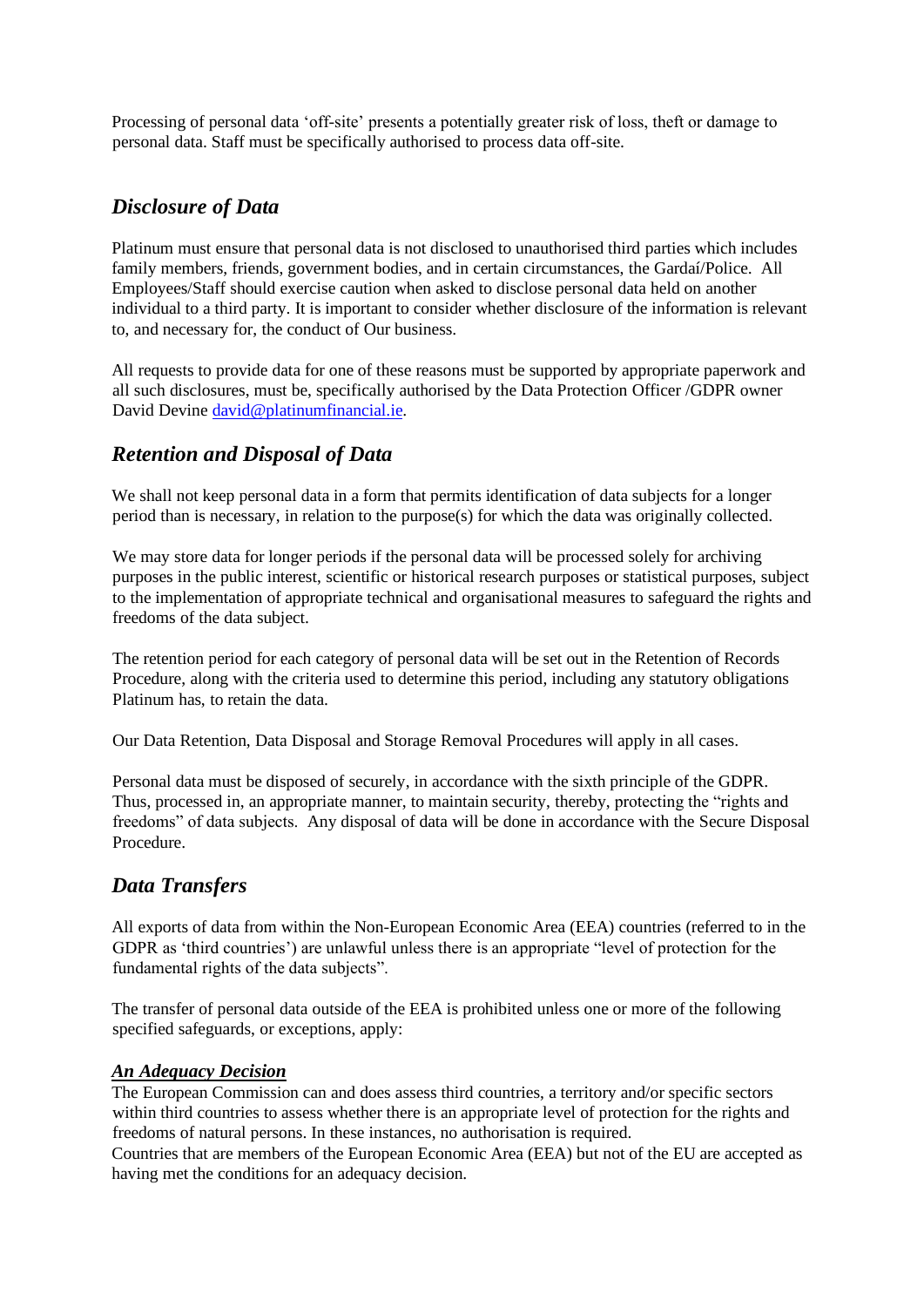Processing of personal data 'off-site' presents a potentially greater risk of loss, theft or damage to personal data. Staff must be specifically authorised to process data off-site.

## *Disclosure of Data*

Platinum must ensure that personal data is not disclosed to unauthorised third parties which includes family members, friends, government bodies, and in certain circumstances, the Gardaí/Police. All Employees/Staff should exercise caution when asked to disclose personal data held on another individual to a third party. It is important to consider whether disclosure of the information is relevant to, and necessary for, the conduct of Our business.

All requests to provide data for one of these reasons must be supported by appropriate paperwork and all such disclosures, must be, specifically authorised by the Data Protection Officer /GDPR owner David Devine [david@platinumfinancial.ie](mailto:david@platinumfinancial.ie).

## *Retention and Disposal of Data*

We shall not keep personal data in a form that permits identification of data subjects for a longer period than is necessary, in relation to the purpose(s) for which the data was originally collected.

We may store data for longer periods if the personal data will be processed solely for archiving purposes in the public interest, scientific or historical research purposes or statistical purposes, subject to the implementation of appropriate technical and organisational measures to safeguard the rights and freedoms of the data subject.

The retention period for each category of personal data will be set out in the Retention of Records Procedure, along with the criteria used to determine this period, including any statutory obligations Platinum has, to retain the data.

Our Data Retention, Data Disposal and Storage Removal Procedures will apply in all cases.

Personal data must be disposed of securely, in accordance with the sixth principle of the GDPR. Thus, processed in, an appropriate manner, to maintain security, thereby, protecting the "rights and freedoms" of data subjects. Any disposal of data will be done in accordance with the Secure Disposal Procedure.

## *Data Transfers*

All exports of data from within the Non-European Economic Area (EEA) countries (referred to in the GDPR as 'third countries') are unlawful unless there is an appropriate "level of protection for the fundamental rights of the data subjects".

The transfer of personal data outside of the EEA is prohibited unless one or more of the following specified safeguards, or exceptions, apply:

### ***An Adequacy Decision***

The European Commission can and does assess third countries, a territory and/or specific sectors within third countries to assess whether there is an appropriate level of protection for the rights and freedoms of natural persons. In these instances, no authorisation is required.
Countries that are members of the European Economic Area (EEA) but not of the EU are accepted as having met the conditions for an adequacy decision.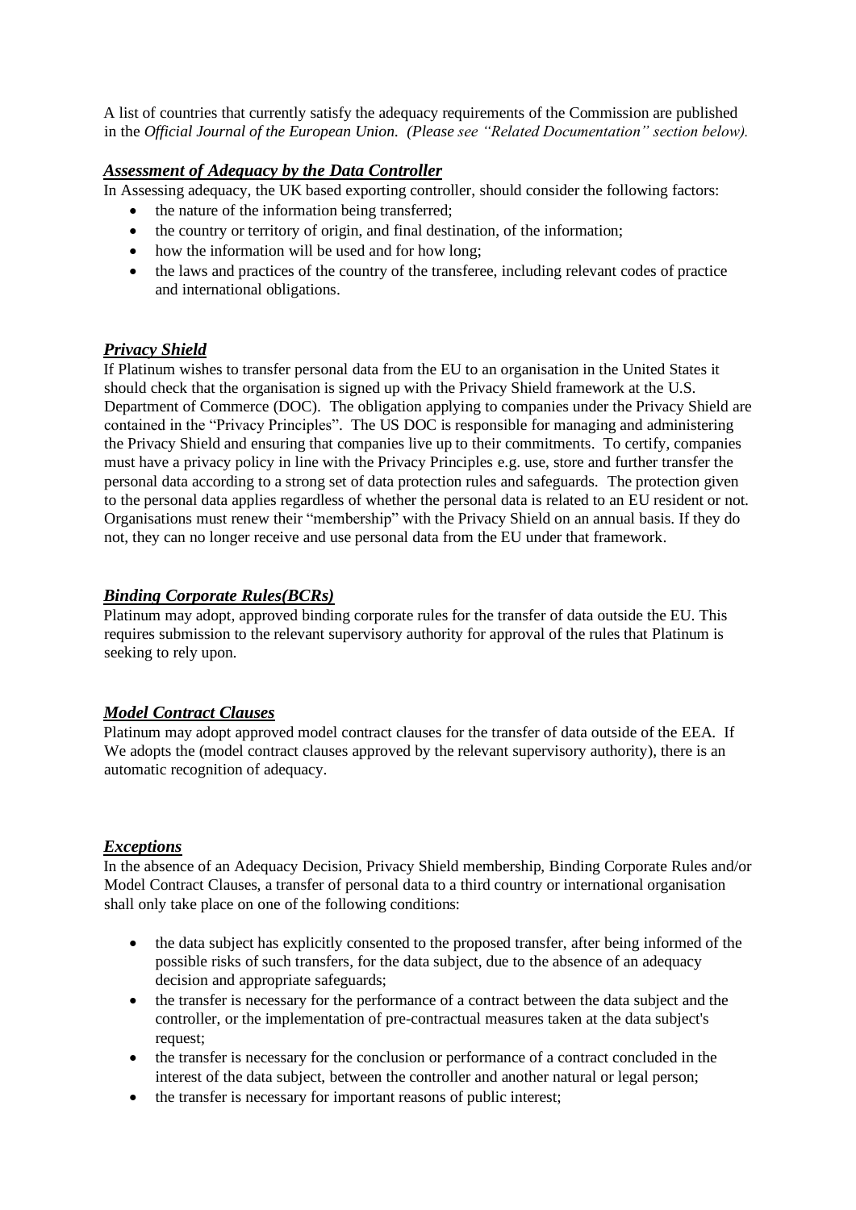A list of countries that currently satisfy the adequacy requirements of the Commission are published in the *Official Journal of the European Union. (Please see "Related Documentation" section below).*

### ***Assessment of Adequacy by the Data Controller***

In Assessing adequacy, the UK based exporting controller, should consider the following factors:

- the nature of the information being transferred;
- the country or territory of origin, and final destination, of the information;
- how the information will be used and for how long;
- the laws and practices of the country of the transferee, including relevant codes of practice and international obligations.

### ***Privacy Shield***

If Platinum wishes to transfer personal data from the EU to an organisation in the United States it should check that the organisation is signed up with the Privacy Shield framework at the U.S. Department of Commerce (DOC). The obligation applying to companies under the Privacy Shield are contained in the "Privacy Principles". The US DOC is responsible for managing and administering the Privacy Shield and ensuring that companies live up to their commitments. To certify, companies must have a privacy policy in line with the Privacy Principles e.g. use, store and further transfer the personal data according to a strong set of data protection rules and safeguards. The protection given to the personal data applies regardless of whether the personal data is related to an EU resident or not. Organisations must renew their "membership" with the Privacy Shield on an annual basis. If they do not, they can no longer receive and use personal data from the EU under that framework.

### ***Binding Corporate Rules(BCRs)***

Platinum may adopt, approved binding corporate rules for the transfer of data outside the EU. This requires submission to the relevant supervisory authority for approval of the rules that Platinum is seeking to rely upon.

### ***Model Contract Clauses***

Platinum may adopt approved model contract clauses for the transfer of data outside of the EEA. If We adopts the (model contract clauses approved by the relevant supervisory authority), there is an automatic recognition of adequacy.

### ***Exceptions***

In the absence of an Adequacy Decision, Privacy Shield membership, Binding Corporate Rules and/or Model Contract Clauses, a transfer of personal data to a third country or international organisation shall only take place on one of the following conditions:

- the data subject has explicitly consented to the proposed transfer, after being informed of the possible risks of such transfers, for the data subject, due to the absence of an adequacy decision and appropriate safeguards;
- the transfer is necessary for the performance of a contract between the data subject and the controller, or the implementation of pre-contractual measures taken at the data subject's request;
- the transfer is necessary for the conclusion or performance of a contract concluded in the interest of the data subject, between the controller and another natural or legal person;
- the transfer is necessary for important reasons of public interest;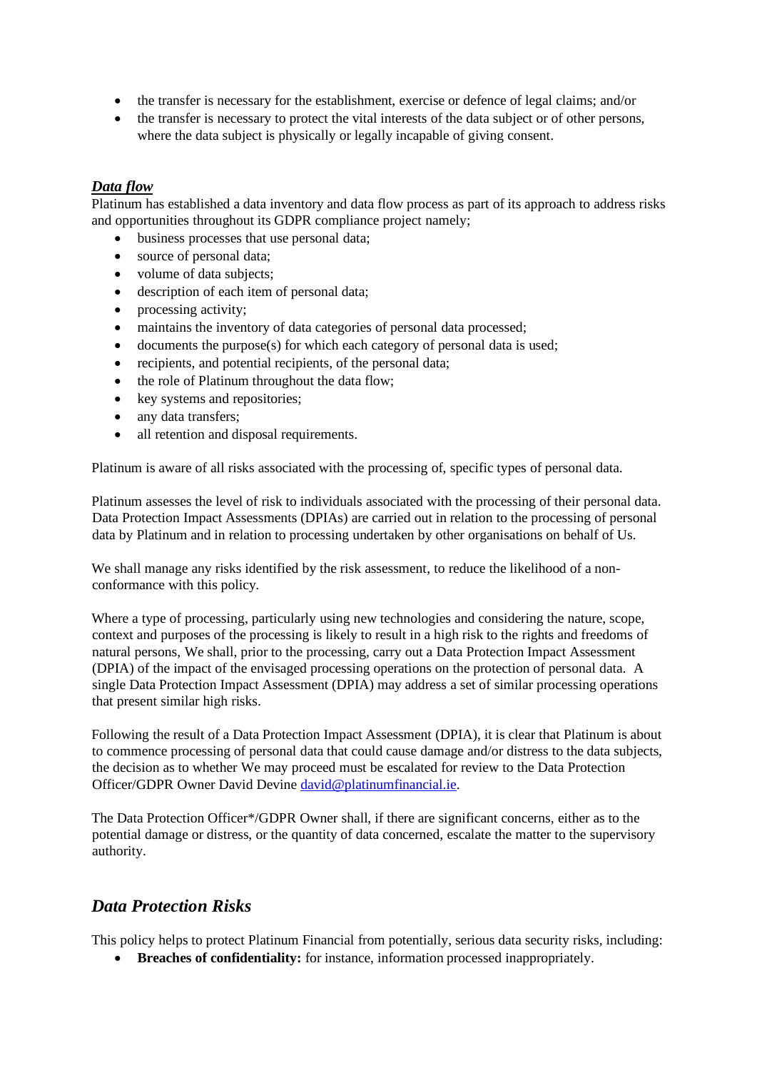- the transfer is necessary for the establishment, exercise or defence of legal claims; and/or
- the transfer is necessary to protect the vital interests of the data subject or of other persons, where the data subject is physically or legally incapable of giving consent.

***Data flow***

Platinum has established a data inventory and data flow process as part of its approach to address risks and opportunities throughout its GDPR compliance project namely;

- business processes that use personal data;
- source of personal data;
- volume of data subjects;
- description of each item of personal data;
- processing activity;
- maintains the inventory of data categories of personal data processed;
- documents the purpose(s) for which each category of personal data is used;
- recipients, and potential recipients, of the personal data;
- the role of Platinum throughout the data flow;
- key systems and repositories;
- any data transfers;
- all retention and disposal requirements.

Platinum is aware of all risks associated with the processing of, specific types of personal data.

Platinum assesses the level of risk to individuals associated with the processing of their personal data. Data Protection Impact Assessments (DPIAs) are carried out in relation to the processing of personal data by Platinum and in relation to processing undertaken by other organisations on behalf of Us.

We shall manage any risks identified by the risk assessment, to reduce the likelihood of a non-conformance with this policy.

Where a type of processing, particularly using new technologies and considering the nature, scope, context and purposes of the processing is likely to result in a high risk to the rights and freedoms of natural persons, We shall, prior to the processing, carry out a Data Protection Impact Assessment (DPIA) of the impact of the envisaged processing operations on the protection of personal data. A single Data Protection Impact Assessment (DPIA) may address a set of similar processing operations that present similar high risks.

Following the result of a Data Protection Impact Assessment (DPIA), it is clear that Platinum is about to commence processing of personal data that could cause damage and/or distress to the data subjects, the decision as to whether We may proceed must be escalated for review to the Data Protection Officer/GDPR Owner David Devine [david@platinumfinancial.ie](mailto:david@platinumfinancial.ie).

The Data Protection Officer*/GDPR Owner shall, if there are significant concerns, either as to the potential damage or distress, or the quantity of data concerned, escalate the matter to the supervisory authority.

## *Data Protection Risks*

This policy helps to protect Platinum Financial from potentially, serious data security risks, including:

- **Breaches of confidentiality:** for instance, information processed inappropriately.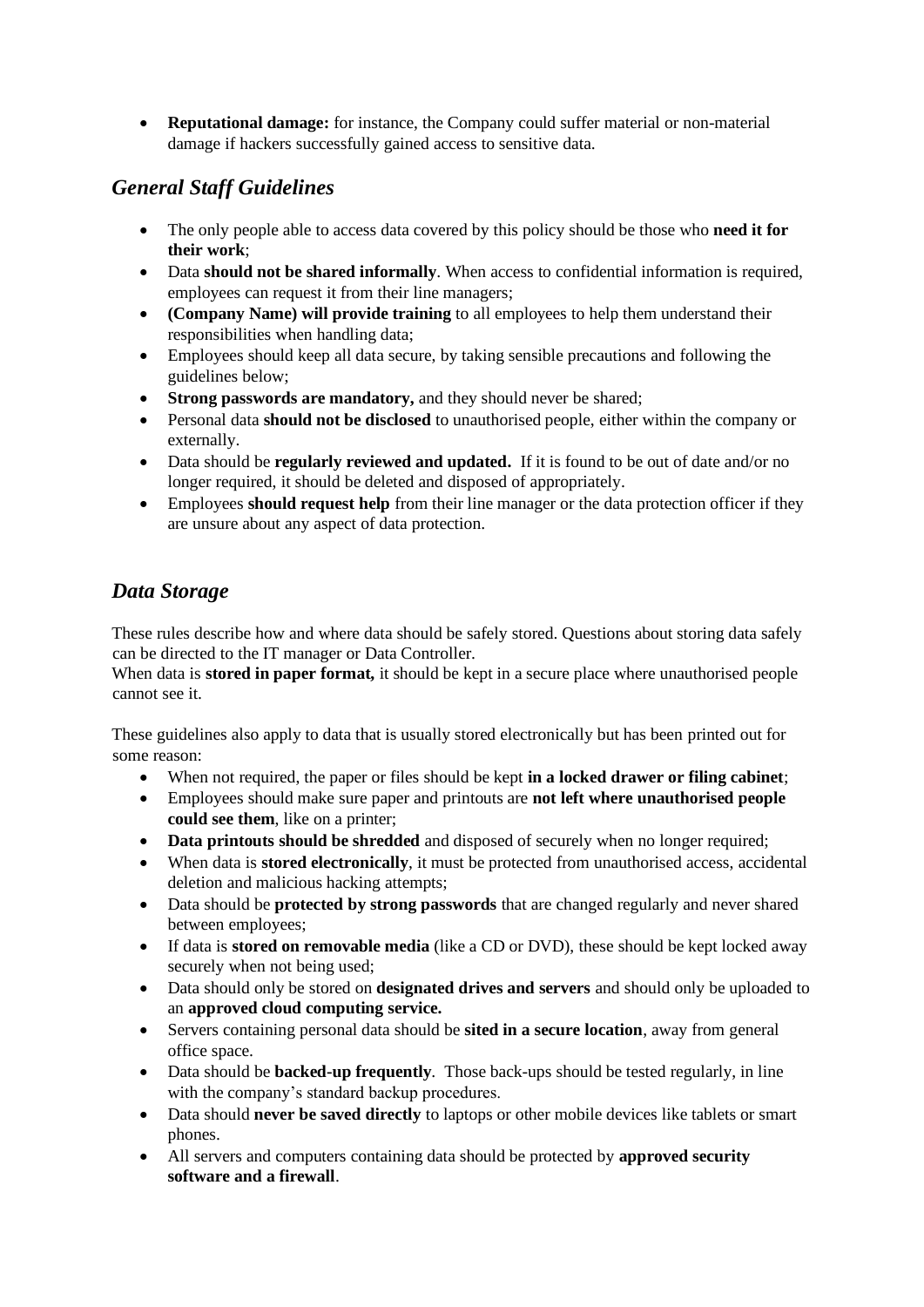- **Reputational damage:** for instance, the Company could suffer material or non-material damage if hackers successfully gained access to sensitive data.

## *General Staff Guidelines*

- The only people able to access data covered by this policy should be those who **need it for their work**;
- Data **should not be shared informally**. When access to confidential information is required, employees can request it from their line managers;
- **(Company Name) will provide training** to all employees to help them understand their responsibilities when handling data;
- Employees should keep all data secure, by taking sensible precautions and following the guidelines below;
- **Strong passwords are mandatory,** and they should never be shared;
- Personal data **should not be disclosed** to unauthorised people, either within the company or externally.
- Data should be **regularly reviewed and updated.** If it is found to be out of date and/or no longer required, it should be deleted and disposed of appropriately.
- Employees **should request help** from their line manager or the data protection officer if they are unsure about any aspect of data protection.

## *Data Storage*

These rules describe how and where data should be safely stored. Questions about storing data safely can be directed to the IT manager or Data Controller.
When data is **stored in paper format,** it should be kept in a secure place where unauthorised people cannot see it.

These guidelines also apply to data that is usually stored electronically but has been printed out for some reason:

- When not required, the paper or files should be kept **in a locked drawer or filing cabinet**;
- Employees should make sure paper and printouts are **not left where unauthorised people could see them**, like on a printer;
- **Data printouts should be shredded** and disposed of securely when no longer required;
- When data is **stored electronically**, it must be protected from unauthorised access, accidental deletion and malicious hacking attempts;
- Data should be **protected by strong passwords** that are changed regularly and never shared between employees;
- If data is **stored on removable media** (like a CD or DVD), these should be kept locked away securely when not being used;
- Data should only be stored on **designated drives and servers** and should only be uploaded to an **approved cloud computing service.**
- Servers containing personal data should be **sited in a secure location**, away from general office space.
- Data should be **backed-up frequently**. Those back-ups should be tested regularly, in line with the company's standard backup procedures.
- Data should **never be saved directly** to laptops or other mobile devices like tablets or smart phones.
- All servers and computers containing data should be protected by **approved security software and a firewall**.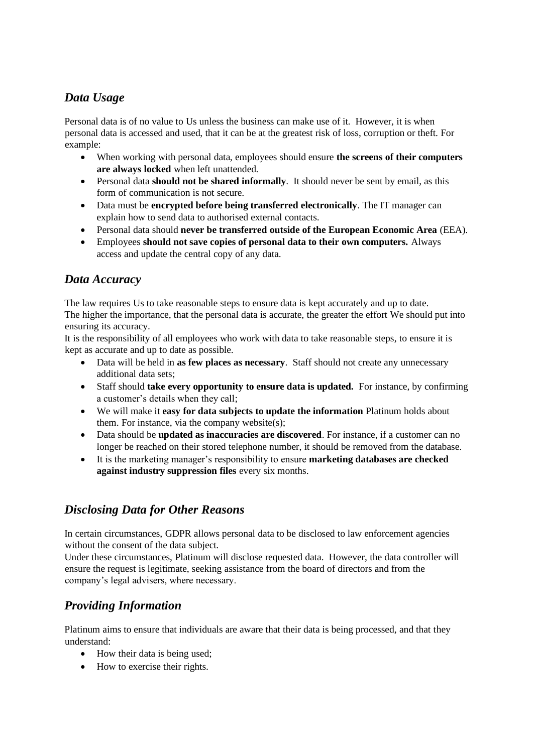## *Data Usage*

Personal data is of no value to Us unless the business can make use of it. However, it is when personal data is accessed and used, that it can be at the greatest risk of loss, corruption or theft. For example:

- When working with personal data, employees should ensure **the screens of their computers are always locked** when left unattended.
- Personal data **should not be shared informally**. It should never be sent by email, as this form of communication is not secure.
- Data must be **encrypted before being transferred electronically**. The IT manager can explain how to send data to authorised external contacts.
- Personal data should **never be transferred outside of the European Economic Area** (EEA).
- Employees **should not save copies of personal data to their own computers.** Always access and update the central copy of any data.

## *Data Accuracy*

The law requires Us to take reasonable steps to ensure data is kept accurately and up to date.
The higher the importance, that the personal data is accurate, the greater the effort We should put into ensuring its accuracy.
It is the responsibility of all employees who work with data to take reasonable steps, to ensure it is kept as accurate and up to date as possible.

- Data will be held in **as few places as necessary**. Staff should not create any unnecessary additional data sets;
- Staff should **take every opportunity to ensure data is updated.** For instance, by confirming a customer's details when they call;
- We will make it **easy for data subjects to update the information** Platinum holds about them. For instance, via the company website(s);
- Data should be **updated as inaccuracies are discovered**. For instance, if a customer can no longer be reached on their stored telephone number, it should be removed from the database.
- It is the marketing manager's responsibility to ensure **marketing databases are checked against industry suppression files** every six months.

## *Disclosing Data for Other Reasons*

In certain circumstances, GDPR allows personal data to be disclosed to law enforcement agencies without the consent of the data subject.
Under these circumstances, Platinum will disclose requested data. However, the data controller will ensure the request is legitimate, seeking assistance from the board of directors and from the company's legal advisers, where necessary.

## *Providing Information*

Platinum aims to ensure that individuals are aware that their data is being processed, and that they understand:

- How their data is being used;
- How to exercise their rights.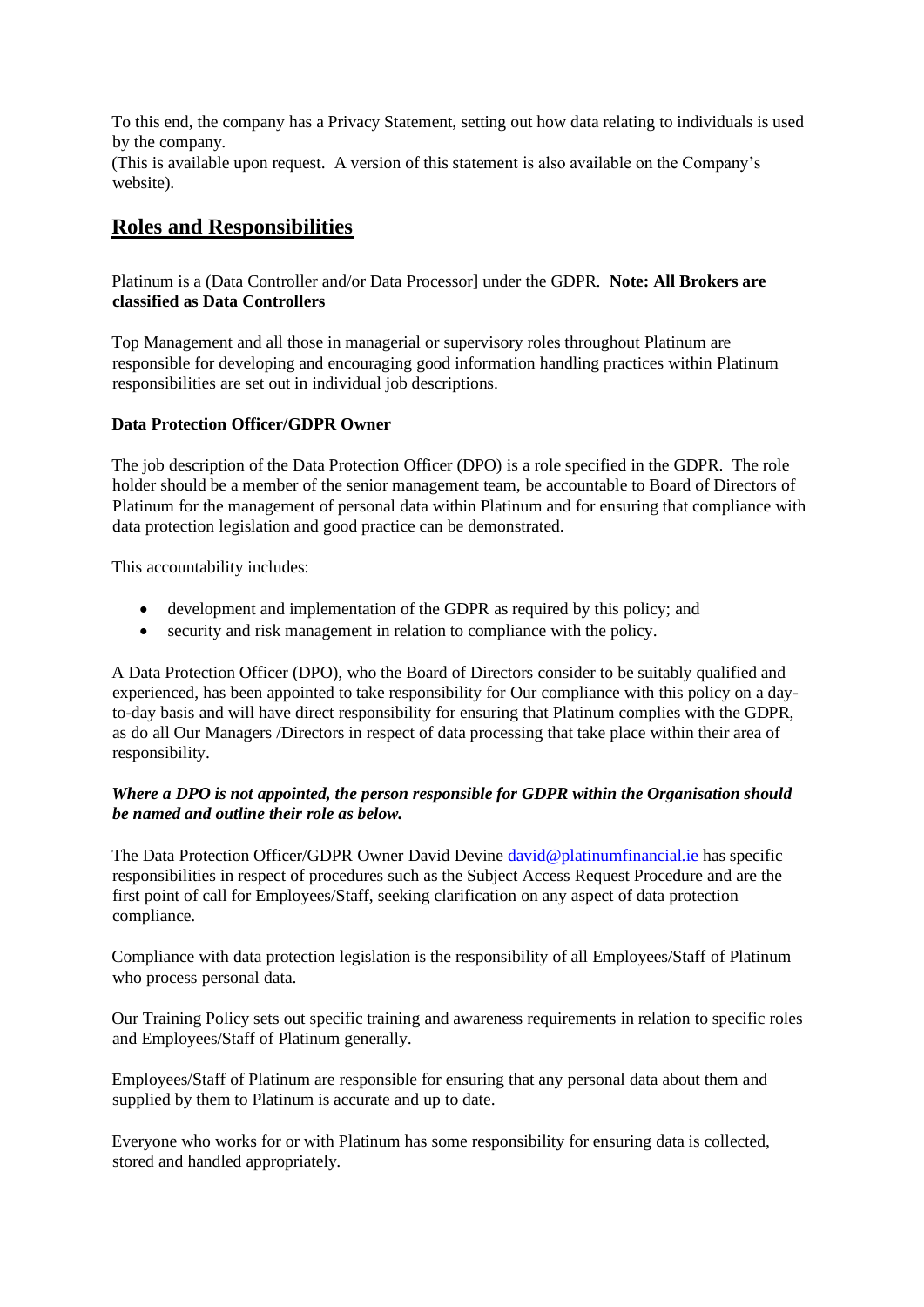To this end, the company has a Privacy Statement, setting out how data relating to individuals is used by the company.
(This is available upon request. A version of this statement is also available on the Company's website).

## Roles and Responsibilities

Platinum is a (Data Controller and/or Data Processor] under the GDPR. **Note: All Brokers are classified as Data Controllers**

Top Management and all those in managerial or supervisory roles throughout Platinum are responsible for developing and encouraging good information handling practices within Platinum responsibilities are set out in individual job descriptions.

**Data Protection Officer/GDPR Owner**

The job description of the Data Protection Officer (DPO) is a role specified in the GDPR. The role holder should be a member of the senior management team, be accountable to Board of Directors of Platinum for the management of personal data within Platinum and for ensuring that compliance with data protection legislation and good practice can be demonstrated.

This accountability includes:

- development and implementation of the GDPR as required by this policy; and
- security and risk management in relation to compliance with the policy.

A Data Protection Officer (DPO), who the Board of Directors consider to be suitably qualified and experienced, has been appointed to take responsibility for Our compliance with this policy on a day-to-day basis and will have direct responsibility for ensuring that Platinum complies with the GDPR, as do all Our Managers /Directors in respect of data processing that take place within their area of responsibility.

***Where a DPO is not appointed, the person responsible for GDPR within the Organisation should be named and outline their role as below.***

The Data Protection Officer/GDPR Owner David Devine david@platinumfinancial.ie has specific responsibilities in respect of procedures such as the Subject Access Request Procedure and are the first point of call for Employees/Staff, seeking clarification on any aspect of data protection compliance.

Compliance with data protection legislation is the responsibility of all Employees/Staff of Platinum who process personal data.

Our Training Policy sets out specific training and awareness requirements in relation to specific roles and Employees/Staff of Platinum generally.

Employees/Staff of Platinum are responsible for ensuring that any personal data about them and supplied by them to Platinum is accurate and up to date.

Everyone who works for or with Platinum has some responsibility for ensuring data is collected, stored and handled appropriately.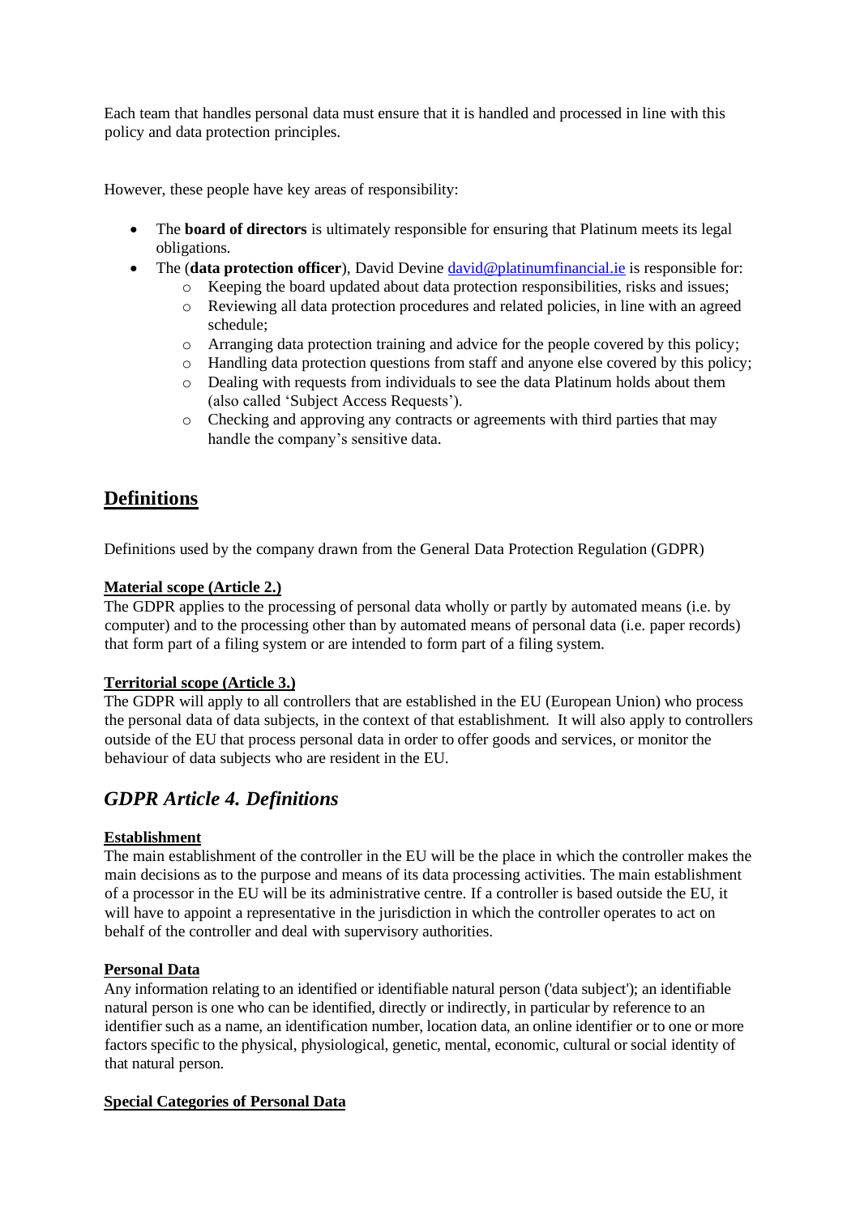Each team that handles personal data must ensure that it is handled and processed in line with this policy and data protection principles.

However, these people have key areas of responsibility:

- The **board of directors** is ultimately responsible for ensuring that Platinum meets its legal obligations.
- The (**data protection officer**), David Devine david@platinumfinancial.ie is responsible for:
  - Keeping the board updated about data protection responsibilities, risks and issues;
  - Reviewing all data protection procedures and related policies, in line with an agreed schedule;
  - Arranging data protection training and advice for the people covered by this policy;
  - Handling data protection questions from staff and anyone else covered by this policy;
  - Dealing with requests from individuals to see the data Platinum holds about them (also called 'Subject Access Requests').
  - Checking and approving any contracts or agreements with third parties that may handle the company's sensitive data.

## Definitions

Definitions used by the company drawn from the General Data Protection Regulation (GDPR)

**Material scope (Article 2.)**
The GDPR applies to the processing of personal data wholly or partly by automated means (i.e. by computer) and to the processing other than by automated means of personal data (i.e. paper records) that form part of a filing system or are intended to form part of a filing system.

**Territorial scope (Article 3.)**
The GDPR will apply to all controllers that are established in the EU (European Union) who process the personal data of data subjects, in the context of that establishment. It will also apply to controllers outside of the EU that process personal data in order to offer goods and services, or monitor the behaviour of data subjects who are resident in the EU.

## *GDPR Article 4. Definitions*

**Establishment**
The main establishment of the controller in the EU will be the place in which the controller makes the main decisions as to the purpose and means of its data processing activities. The main establishment of a processor in the EU will be its administrative centre. If a controller is based outside the EU, it will have to appoint a representative in the jurisdiction in which the controller operates to act on behalf of the controller and deal with supervisory authorities.

**Personal Data**
Any information relating to an identified or identifiable natural person ('data subject'); an identifiable natural person is one who can be identified, directly or indirectly, in particular by reference to an identifier such as a name, an identification number, location data, an online identifier or to one or more factors specific to the physical, physiological, genetic, mental, economic, cultural or social identity of that natural person.

**Special Categories of Personal Data**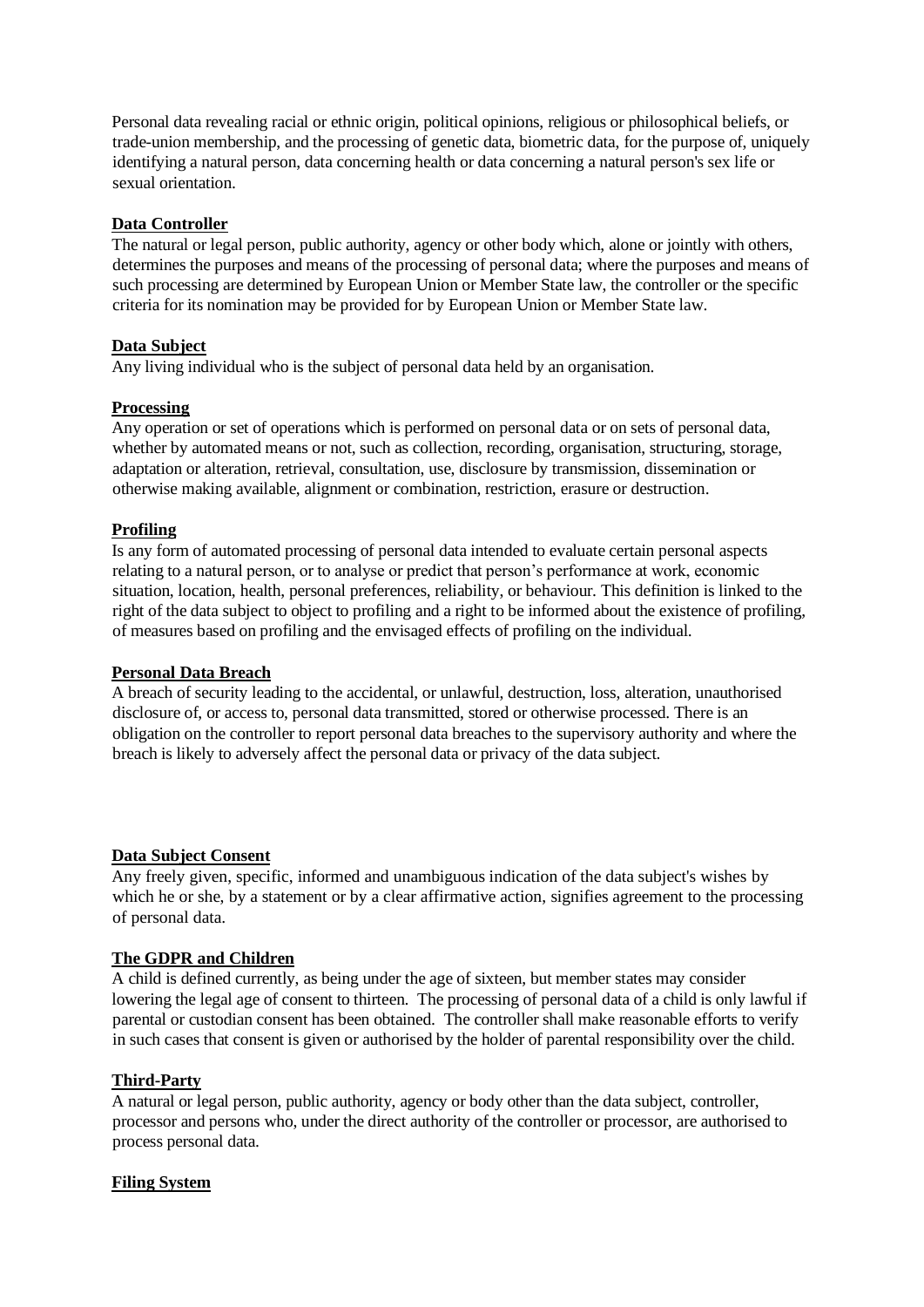Personal data revealing racial or ethnic origin, political opinions, religious or philosophical beliefs, or trade-union membership, and the processing of genetic data, biometric data, for the purpose of, uniquely identifying a natural person, data concerning health or data concerning a natural person's sex life or sexual orientation.

**Data Controller**

The natural or legal person, public authority, agency or other body which, alone or jointly with others, determines the purposes and means of the processing of personal data; where the purposes and means of such processing are determined by European Union or Member State law, the controller or the specific criteria for its nomination may be provided for by European Union or Member State law.

**Data Subject**

Any living individual who is the subject of personal data held by an organisation.

**Processing**

Any operation or set of operations which is performed on personal data or on sets of personal data, whether by automated means or not, such as collection, recording, organisation, structuring, storage, adaptation or alteration, retrieval, consultation, use, disclosure by transmission, dissemination or otherwise making available, alignment or combination, restriction, erasure or destruction.

**Profiling**

Is any form of automated processing of personal data intended to evaluate certain personal aspects relating to a natural person, or to analyse or predict that person's performance at work, economic situation, location, health, personal preferences, reliability, or behaviour. This definition is linked to the right of the data subject to object to profiling and a right to be informed about the existence of profiling, of measures based on profiling and the envisaged effects of profiling on the individual.

**Personal Data Breach**

A breach of security leading to the accidental, or unlawful, destruction, loss, alteration, unauthorised disclosure of, or access to, personal data transmitted, stored or otherwise processed. There is an obligation on the controller to report personal data breaches to the supervisory authority and where the breach is likely to adversely affect the personal data or privacy of the data subject.

**Data Subject Consent**

Any freely given, specific, informed and unambiguous indication of the data subject's wishes by which he or she, by a statement or by a clear affirmative action, signifies agreement to the processing of personal data.

**The GDPR and Children**

A child is defined currently, as being under the age of sixteen, but member states may consider lowering the legal age of consent to thirteen. The processing of personal data of a child is only lawful if parental or custodian consent has been obtained. The controller shall make reasonable efforts to verify in such cases that consent is given or authorised by the holder of parental responsibility over the child.

**Third-Party**

A natural or legal person, public authority, agency or body other than the data subject, controller, processor and persons who, under the direct authority of the controller or processor, are authorised to process personal data.

**Filing System**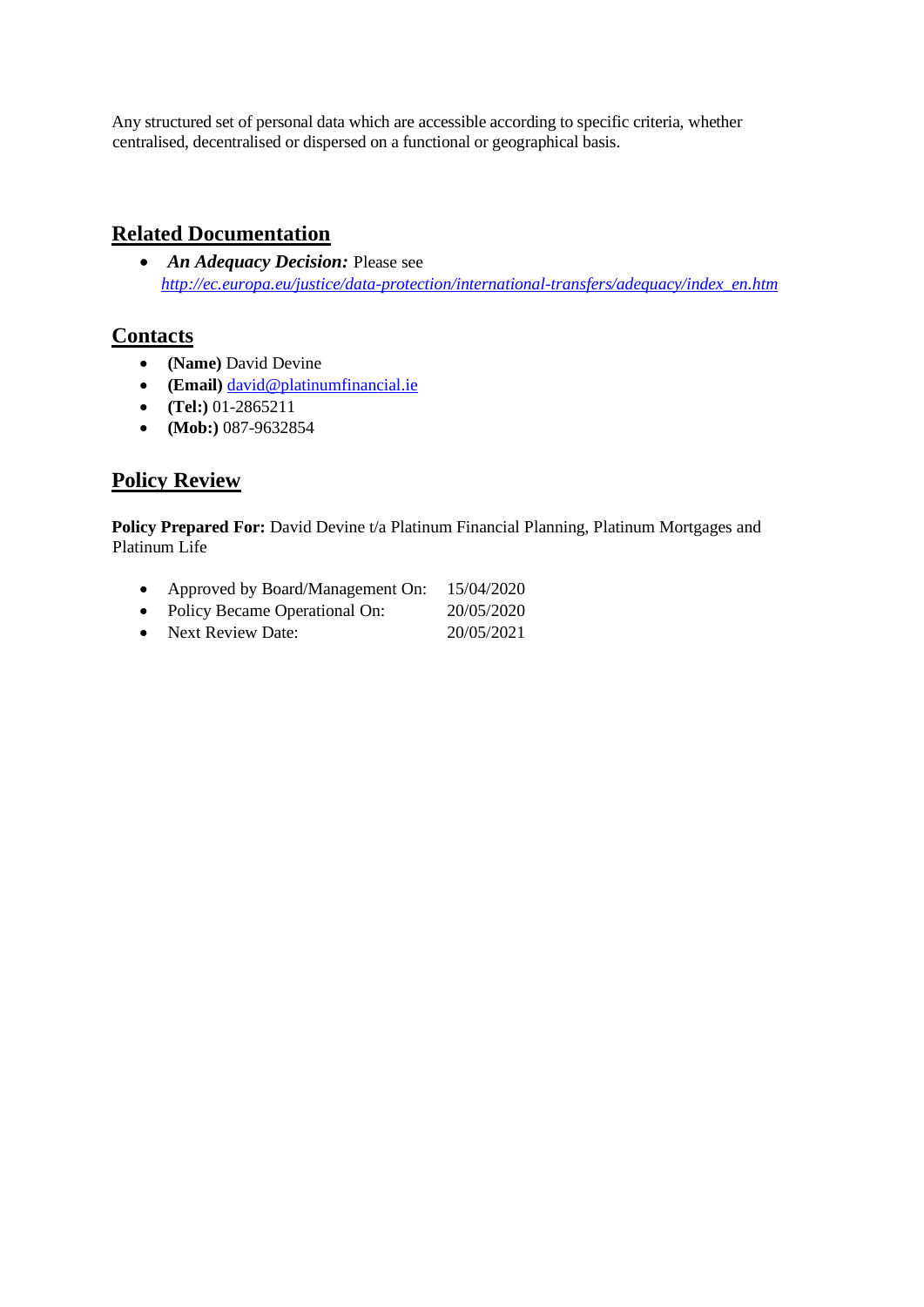Any structured set of personal data which are accessible according to specific criteria, whether centralised, decentralised or dispersed on a functional or geographical basis.

## Related Documentation

- ***An Adequacy Decision:*** Please see *http://ec.europa.eu/justice/data-protection/international-transfers/adequacy/index_en.htm*

## Contacts

- **(Name)** David Devine
- **(Email)** david@platinumfinancial.ie
- **(Tel:)** 01-2865211
- **(Mob:)** 087-9632854

## Policy Review

**Policy Prepared For:** David Devine t/a Platinum Financial Planning, Platinum Mortgages and Platinum Life

- Approved by Board/Management On: 15/04/2020
- Policy Became Operational On: 20/05/2020
- Next Review Date: 20/05/2021